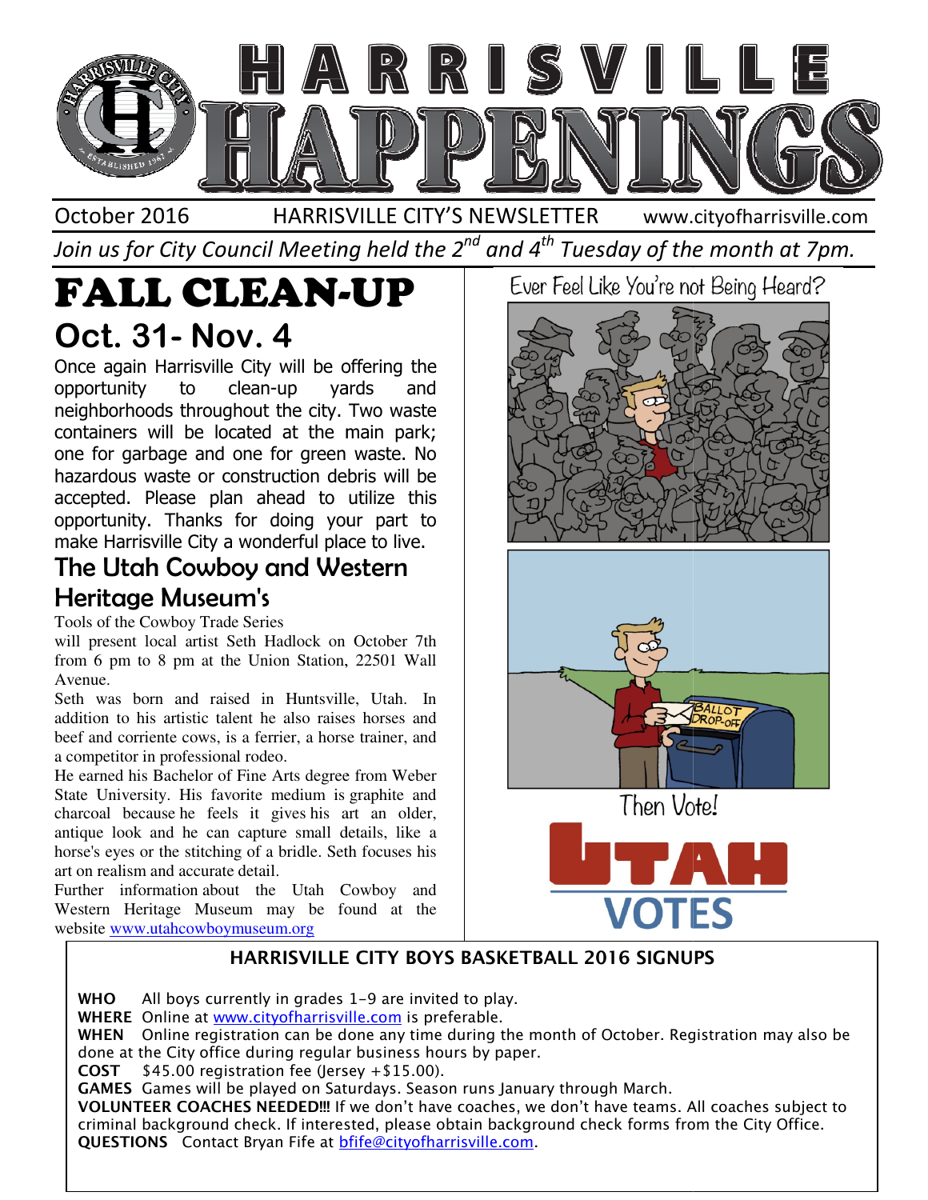# HARRISVILLE HAPPENINGS

October 2016 HARRISVILLE CITY'S NEWSLETTER www.cityofharrisville.com

*Join us for City Council Meeting held the 2nd and 4th Tuesday of the month at 7pm.*

# FALL CLEAN-UP

## Oct. 31- Nov. 4

Once again Harrisville City will be offering the opportunity to clean-up yards and neighborhoods throughout the city. Two waste containers will be located at the main park; one for garbage and one for green waste. No hazardous waste or construction debris will be accepted. Please plan ahead to utilize this opportunity. Thanks for doing your part to make Harrisville City a wonderful place to live.

## The Utah Cowboy and Western Heritage Museum's

Tools of the Cowboy Trade Series will present local artist Seth Hadlock on October 7th from 6 pm to 8 pm at the Union Station, 22501 Wall Avenue.

Seth was born and raised in Huntsville, Utah. In addition to his artistic talent he also raises horses and beef and corriente cows, is a ferrier, a horse trainer, and a competitor in professional rodeo.

He earned his Bachelor of Fine Arts degree from Weber State University. His favorite medium is graphite and charcoal because he feels it gives his art an older, antique look and he can capture small details, like a horse's eyes or the stitching of a bridle. Seth focuses his art on realism and accurate detail.

Further information about the Utah Cowboy and Western Heritage Museum may be found at the website www.utahcowboymuseum.org

Ever Feel Like You're not Being Heard?

Then Vote!

UTAH VOTES

## HARRISVILLE CITY BOYS BASKETBALL 2016 SIGNUPS

**WHO** All boys currently in grades 1-9 are invited to play.
**WHERE** Online at www.cityofharrisville.com is preferable.
**WHEN** Online registration can be done any time during the month of October. Registration may also be done at the City office during regular business hours by paper.
**COST** $45.00 registration fee (Jersey +$15.00).
**GAMES** Games will be played on Saturdays. Season runs January through March.
**VOLUNTEER COACHES NEEDED!!!** If we don't have coaches, we don't have teams. All coaches subject to criminal background check. If interested, please obtain background check forms from the City Office.
**QUESTIONS** Contact Bryan Fife at bfife@cityofharrisville.com.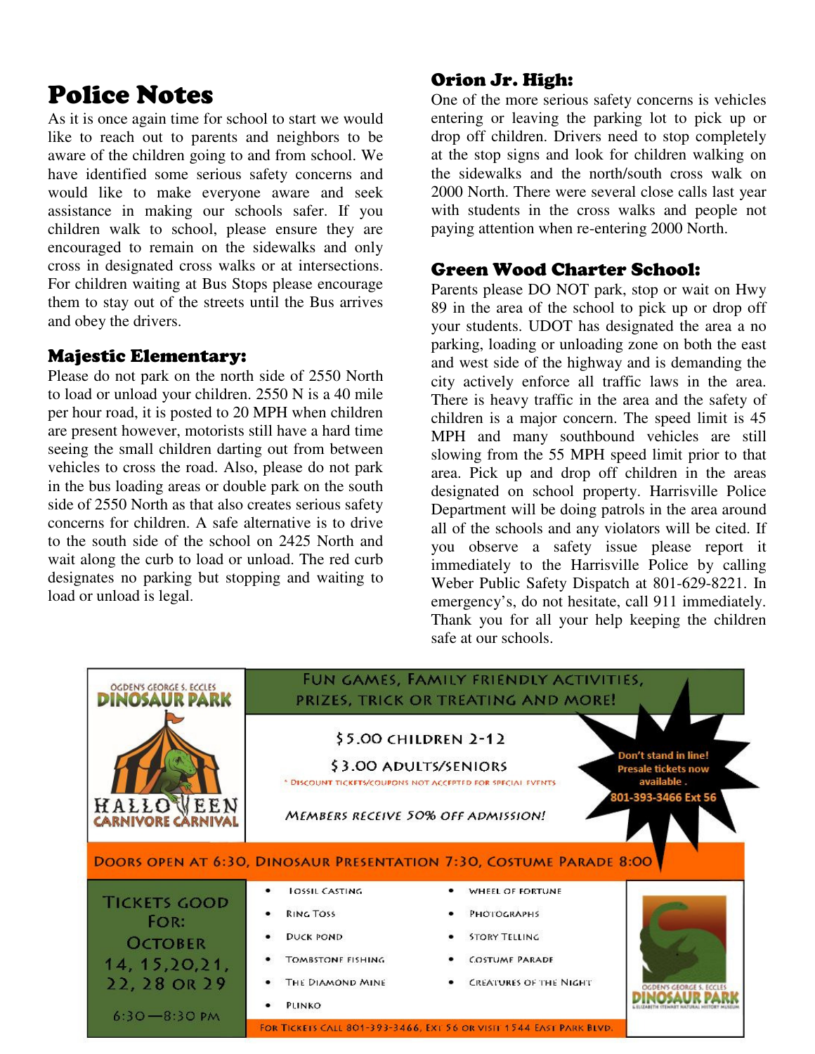# Police Notes

As it is once again time for school to start we would like to reach out to parents and neighbors to be aware of the children going to and from school. We have identified some serious safety concerns and would like to make everyone aware and seek assistance in making our schools safer. If you children walk to school, please ensure they are encouraged to remain on the sidewalks and only cross in designated cross walks or at intersections. For children waiting at Bus Stops please encourage them to stay out of the streets until the Bus arrives and obey the drivers.

## Majestic Elementary:

Please do not park on the north side of 2550 North to load or unload your children. 2550 N is a 40 mile per hour road, it is posted to 20 MPH when children are present however, motorists still have a hard time seeing the small children darting out from between vehicles to cross the road. Also, please do not park in the bus loading areas or double park on the south side of 2550 North as that also creates serious safety concerns for children. A safe alternative is to drive to the south side of the school on 2425 North and wait along the curb to load or unload. The red curb designates no parking but stopping and waiting to load or unload is legal.

## Orion Jr. High:

One of the more serious safety concerns is vehicles entering or leaving the parking lot to pick up or drop off children. Drivers need to stop completely at the stop signs and look for children walking on the sidewalks and the north/south cross walk on 2000 North. There were several close calls last year with students in the cross walks and people not paying attention when re-entering 2000 North.

## Green Wood Charter School:

Parents please DO NOT park, stop or wait on Hwy 89 in the area of the school to pick up or drop off your students. UDOT has designated the area a no parking, loading or unloading zone on both the east and west side of the highway and is demanding the city actively enforce all traffic laws in the area. There is heavy traffic in the area and the safety of children is a major concern. The speed limit is 45 MPH and many southbound vehicles are still slowing from the 55 MPH speed limit prior to that area. Pick up and drop off children in the areas designated on school property. Harrisville Police Department will be doing patrols in the area around all of the schools and any violators will be cited. If you observe a safety issue please report it immediately to the Harrisville Police by calling Weber Public Safety Dispatch at 801-629-8221. In emergency's, do not hesitate, call 911 immediately. Thank you for all your help keeping the children safe at our schools.

---

Ogden's George S. Eccles Dinosaur Park

**Halloween Carnivore Carnival**

Fun games, family friendly activities, prizes, trick or treating and more!

$5.00 children 2-12

$3.00 adults/seniors

* Discount tickets/coupons not accepted for special events

*Members receive 50% off admission!*

**Don't stand in line! Presale tickets now available. 801-393-3466 Ext 56**

Doors open at 6:30, Dinosaur Presentation 7:30, Costume Parade 8:00

Tickets good for: October 14, 15, 20, 21, 22, 28 or 29

6:30—8:30 PM

- Fossil Casting
- Ring Toss
- Duck Pond
- Tombstone Fishing
- The Diamond Mine
- Plinko
- Wheel of Fortune
- Photographs
- Story Telling
- Costume Parade
- Creatures of the Night

For tickets call 801-393-3466, Ext 56 or visit 1544 East Park Blvd.

Ogden's George S. Eccles Dinosaur Park & Elizabeth Stewart Natural History Museum